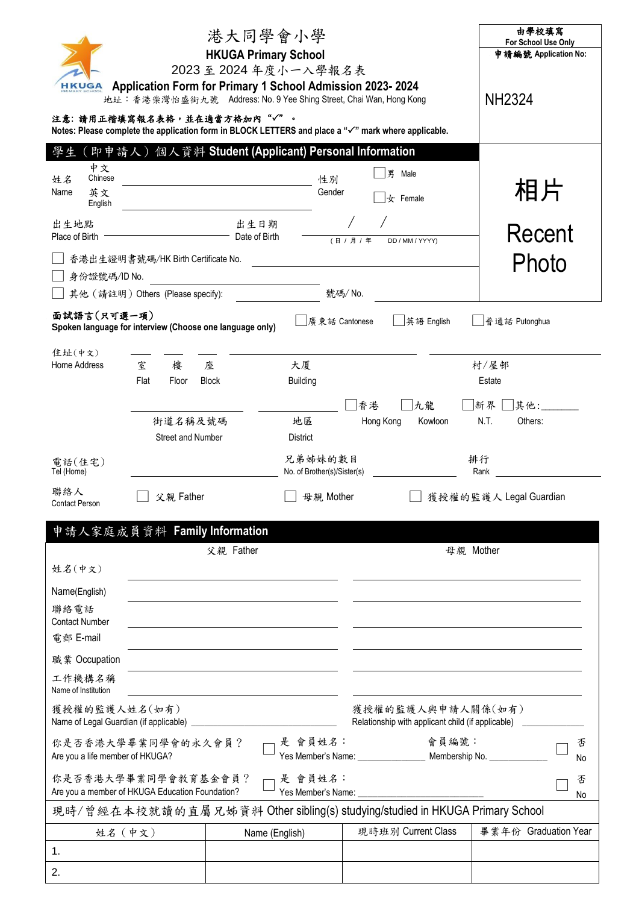# 港大同學會小學

## HKUGA Primary School

## 2023 至 2024 年度小一入學報名表

## Application Form for Primary 1 School Admission 2023- 2024

地址：香港柴灣怡盛街九號　Address: No. 9 Yee Shing Street, Chai Wan, Hong Kong

| 由學校填寫 For School Use Only |
|---|
| 申請編號 Application No: |
| NH2324 |

**注意：請用正楷填寫報名表格，並在適當方格加內 "✓" 。**
**Notes: Please complete the application form in BLOCK LETTERS and place a "✓" mark where applicable.**

## 學生（即申請人）個人資料 Student (Applicant) Personal Information

姓名 Name　中文 Chinese ______________________　英文 English ______________________

性別 Gender　☐ 男 Male　☐ 女 Female

相片 Recent Photo

出生地點 Place of Birth ______________________

出生日期 Date of Birth ____ / ____ / ____ （日 / 月 / 年　DD / MM / YYYY）

☐ 香港出生證明書號碼/HK Birth Certificate No. ______________________

☐ 身份證號碼/ID No. ______________________

☐ 其他（請註明）Others (Please specify): ______________________ 號碼/ No. ______________________

**面試語言(只可選一項)**
**Spoken language for interview (Choose one language only)**
☐ 廣東話 Cantonese　☐ 英語 English　☐ 普通話 Putonghua

住址(中文) Home Address
____ 室 Flat　____ 樓 Floor　____ 座 Block　______________ 大廈 Building　______________ 村/屋邨 Estate

______________ 街道名稱及號碼 Street and Number　______________ 地區 District

☐ 香港 Hong Kong　☐ 九龍 Kowloon　☐ 新界 N.T.　☐ 其他: Others: ________

電話(住宅) Tel (Home) ______________________

兄弟姊妹的數目 No. of Brother(s)/Sister(s) ____________　排行 Rank ____________

聯絡人 Contact Person　☐ 父親 Father　☐ 母親 Mother　☐ 獲授權的監護人 Legal Guardian

## 申請人家庭成員資料 Family Information

| | 父親 Father | 母親 Mother |
|---|---|---|
| 姓名(中文) | | |
| Name(English) | | |
| 聯絡電話 Contact Number | | |
| 電郵 E-mail | | |
| 職業 Occupation | | |
| 工作機構名稱 Name of Institution | | |

獲授權的監護人姓名(如有) Name of Legal Guardian (if applicable) ______________________

獲授權的監護人與申請人關係(如有) Relationship with applicant child (if applicable) ______________________

你是否香港大學畢業同學會的永久會員？ Are you a life member of HKUGA?
☐ 是 會員姓名：Yes Member's Name: ______________　會員編號：Membership No. ______________　☐ 否 No

你是否香港大學畢業同學會教育基金會員？ Are you a member of HKUGA Education Foundation?
☐ 是 會員姓名：Yes Member's Name: ______________　☐ 否 No

## 現時/曾經在本校就讀的直屬兄姊資料 Other sibling(s) studying/studied in HKUGA Primary School

| 姓名（中文） | Name (English) | 現時班別 Current Class | 畢業年份 Graduation Year |
|---|---|---|---|
| 1. | | | |
| 2. | | | |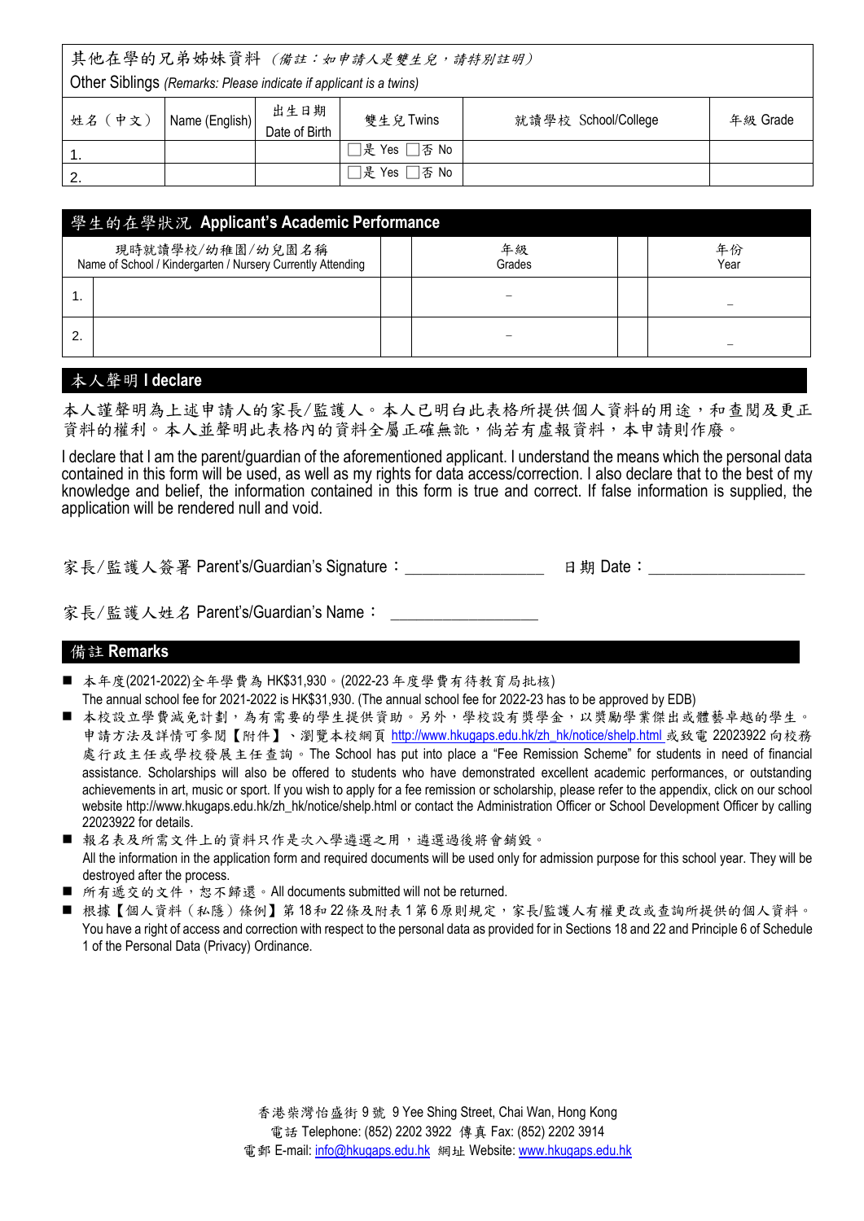| 其他在學的兄弟姊妹資料 *(備註：如申請人是雙生兒，請特別註明)* Other Siblings *(Remarks: Please indicate if applicant is a twins)* | | | | | |
|---|---|---|---|---|---|
| 姓名（中文） | Name (English) | 出生日期 Date of Birth | 雙生兒 Twins | 就讀學校 School/College | 年級 Grade |
| 1. | | | □是 Yes □否 No | | |
| 2. | | | □是 Yes □否 No | | |

## 學生的在學狀況 Applicant's Academic Performance

| | 現時就讀學校/幼稚園/幼兒園名稱 Name of School / Kindergarten / Nursery Currently Attending | | 年級 Grades | | 年份 Year |
|---|---|---|---|---|---|
| 1. | | | – | | – |
| 2. | | | – | | – |

## 本人聲明 I declare

本人謹聲明為上述申請人的家長/監護人。本人已明白此表格所提供個人資料的用途，和查閱及更正資料的權利。本人並聲明此表格內的資料全屬正確無訛，倘若有虛報資料，本申請則作廢。

I declare that I am the parent/guardian of the aforementioned applicant. I understand the means which the personal data contained in this form will be used, as well as my rights for data access/correction. I also declare that to the best of my knowledge and belief, the information contained in this form is true and correct. If false information is supplied, the application will be rendered null and void.

家長/監護人簽署 Parent's/Guardian's Signature：________________ 日期 Date：__________________

家長/監護人姓名 Parent's/Guardian's Name：________________

## 備註 Remarks

- 本年度(2021-2022)全年學費為 HK$31,930。(2022-23 年度學費有待教育局批核)
  The annual school fee for 2021-2022 is HK$31,930. (The annual school fee for 2022-23 has to be approved by EDB)
- 本校設立學費減免計劃，為有需要的學生提供資助。另外，學校設有獎學金，以獎勵學業傑出或體藝卓越的學生。申請方法及詳情可參閱【附件】、瀏覽本校網頁 http://www.hkugaps.edu.hk/zh_hk/notice/shelp.html 或致電 22023922 向校務處行政主任或學校發展主任查詢。The School has put into place a "Fee Remission Scheme" for students in need of financial assistance. Scholarships will also be offered to students who have demonstrated excellent academic performances, or outstanding achievements in art, music or sport. If you wish to apply for a fee remission or scholarship, please refer to the appendix, click on our school website http://www.hkugaps.edu.hk/zh_hk/notice/shelp.html or contact the Administration Officer or School Development Officer by calling 22023922 for details.
- 報名表及所需文件上的資料只作是次入學遴選之用，遴選過後將會銷毀。
  All the information in the application form and required documents will be used only for admission purpose for this school year. They will be destroyed after the process.
- 所有遞交的文件，恕不歸還。All documents submitted will not be returned.
- 根據【個人資料（私隱）條例】第 18 和 22 條及附表 1 第 6 原則規定，家長/監護人有權更改或查詢所提供的個人資料。
  You have a right of access and correction with respect to the personal data as provided for in Sections 18 and 22 and Principle 6 of Schedule 1 of the Personal Data (Privacy) Ordinance.

香港柴灣怡盛街 9 號 9 Yee Shing Street, Chai Wan, Hong Kong
電話 Telephone: (852) 2202 3922 傳真 Fax: (852) 2202 3914
電郵 E-mail: info@hkugaps.edu.hk 網址 Website: www.hkugaps.edu.hk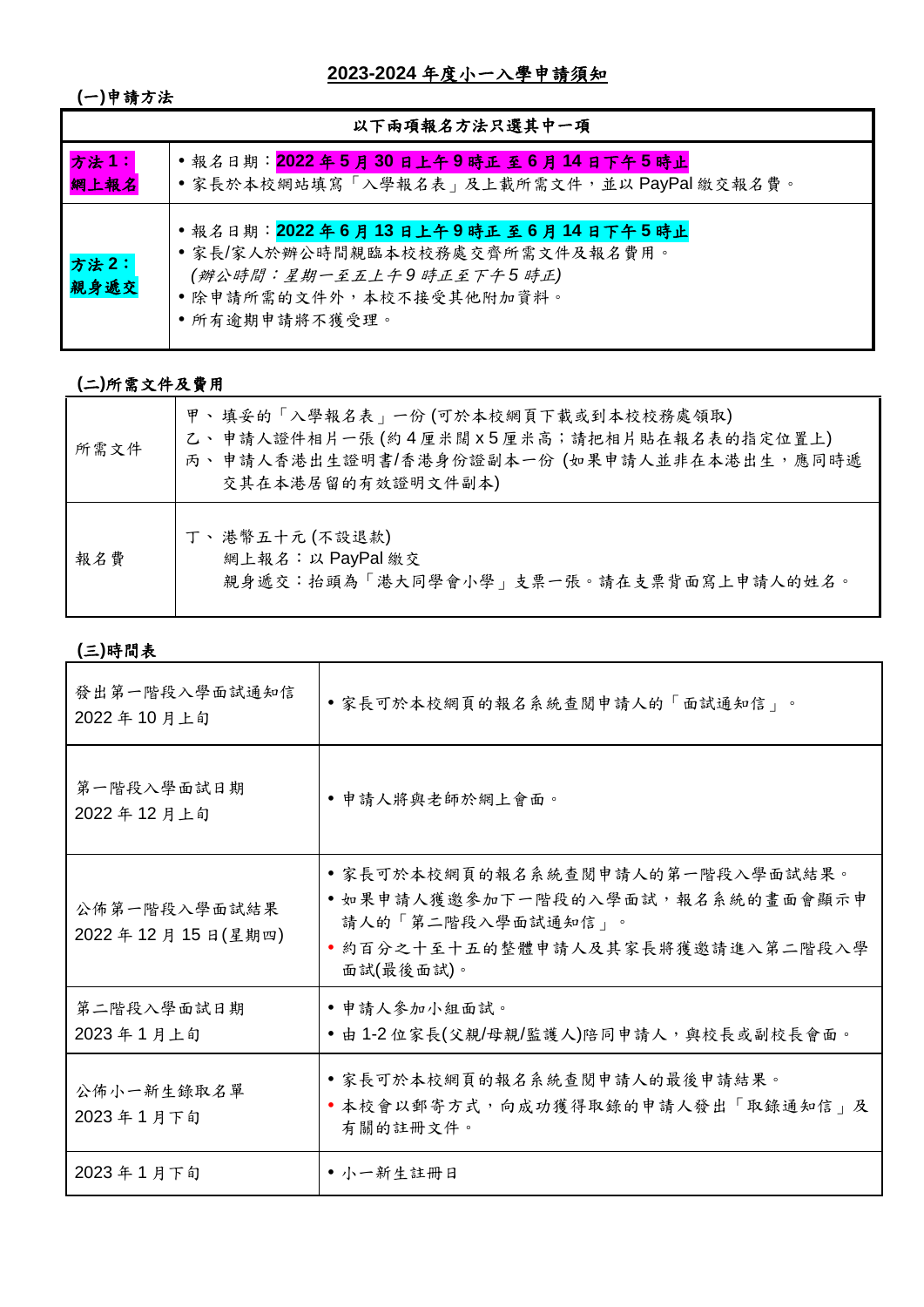# 2023-2024 年度小一入學申請須知

**(一)申請方法**

| 以下兩項報名方法只選其中一項 | |
|---|---|
| **方法 1：網上報名** | • 報名日期：**2022 年 5 月 30 日上午 9 時正 至 6 月 14 日下午 5 時止**<br>• 家長於本校網站填寫「入學報名表」及上載所需文件，並以 PayPal 繳交報名費。 |
| **方法 2：親身遞交** | • 報名日期：**2022 年 6 月 13 日上午 9 時正 至 6 月 14 日下午 5 時止**<br>• 家長/家人於辦公時間親臨本校校務處交齊所需文件及報名費用。<br>*(辦公時間：星期一至五上午 9 時正至下午 5 時正)*<br>• 除申請所需的文件外，本校不接受其他附加資料。<br>• 所有逾期申請將不獲受理。 |

**(二)所需文件及費用**

| | |
|---|---|
| 所需文件 | 甲、 填妥的「入學報名表」一份 (可於本校網頁下載或到本校校務處領取)<br>乙、 申請人證件相片一張 (約 4 厘米闊 x 5 厘米高；請把相片貼在報名表的指定位置上)<br>丙、 申請人香港出生證明書/香港身份證副本一份 (如果申請人並非在本港出生，應同時遞交其在本港居留的有效證明文件副本) |
| 報名費 | 丁、 港幣五十元 (不設退款)<br>網上報名：以 PayPal 繳交<br>親身遞交：抬頭為「港大同學會小學」支票一張。請在支票背面寫上申請人的姓名。 |

**(三)時間表**

| | |
|---|---|
| 發出第一階段入學面試通知信<br>2022 年 10 月上旬 | • 家長可於本校網頁的報名系統查閱申請人的「面試通知信」。 |
| 第一階段入學面試日期<br>2022 年 12 月上旬 | • 申請人將與老師於網上會面。 |
| 公佈第一階段入學面試結果<br>2022 年 12 月 15 日(星期四) | • 家長可於本校網頁的報名系統查閱申請人的第一階段入學面試結果。<br>• 如果申請人獲邀參加下一階段的入學面試，報名系統的畫面會顯示申請人的「第二階段入學面試通知信」。<br>• 約百分之十至十五的整體申請人及其家長將獲邀請進入第二階段入學面試(最後面試)。 |
| 第二階段入學面試日期<br>2023 年 1 月上旬 | • 申請人參加小組面試。<br>• 由 1-2 位家長(父親/母親/監護人)陪同申請人，與校長或副校長會面。 |
| 公佈小一新生錄取名單<br>2023 年 1 月下旬 | • 家長可於本校網頁的報名系統查閱申請人的最後申請結果。<br>• 本校會以郵寄方式，向成功獲得取錄的申請人發出「取錄通知信」及有關的註冊文件。 |
| 2023 年 1 月下旬 | • 小一新生註冊日 |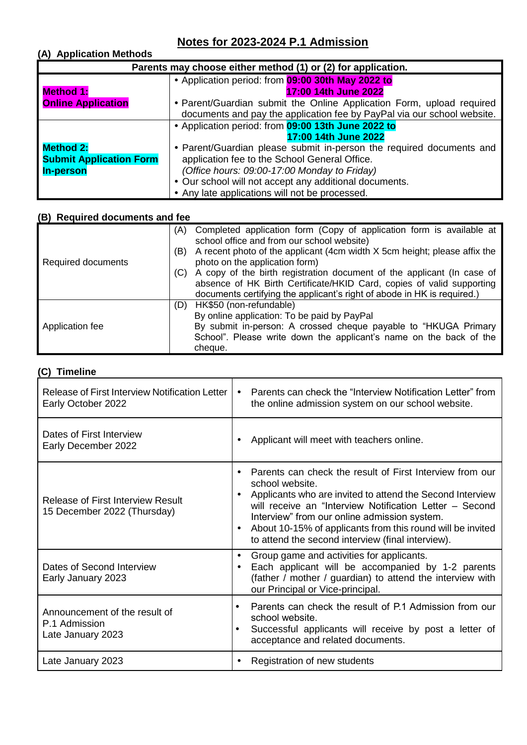# Notes for 2023-2024 P.1 Admission

## (A) Application Methods

| Parents may choose either method (1) or (2) for application. | |
|---|---|
| **Method 1: Online Application** | • Application period: from **09:00 30th May 2022 to 17:00 14th June 2022**<br>• Parent/Guardian submit the Online Application Form, upload required documents and pay the application fee by PayPal via our school website. |
| **Method 2: Submit Application Form In-person** | • Application period: from **09:00 13th June 2022 to 17:00 14th June 2022**<br>• Parent/Guardian please submit in-person the required documents and application fee to the School General Office.<br>*(Office hours: 09:00-17:00 Monday to Friday)*<br>• Our school will not accept any additional documents.<br>• Any late applications will not be processed. |

## (B) Required documents and fee

| | |
|---|---|
| Required documents | (A) Completed application form (Copy of application form is available at school office and from our school website)<br>(B) A recent photo of the applicant (4cm width X 5cm height; please affix the photo on the application form)<br>(C) A copy of the birth registration document of the applicant (In case of absence of HK Birth Certificate/HKID Card, copies of valid supporting documents certifying the applicant's right of abode in HK is required.) |
| Application fee | (D) HK$50 (non-refundable)<br>By online application: To be paid by PayPal<br>By submit in-person: A crossed cheque payable to "HKUGA Primary School". Please write down the applicant's name on the back of the cheque. |

## (C) Timeline

| | |
|---|---|
| Release of First Interview Notification Letter<br>Early October 2022 | • Parents can check the "Interview Notification Letter" from the online admission system on our school website. |
| Dates of First Interview<br>Early December 2022 | • Applicant will meet with teachers online. |
| Release of First Interview Result<br>15 December 2022 (Thursday) | • Parents can check the result of First Interview from our school website.<br>• Applicants who are invited to attend the Second Interview will receive an "Interview Notification Letter – Second Interview" from our online admission system.<br>• About 10-15% of applicants from this round will be invited to attend the second interview (final interview). |
| Dates of Second Interview<br>Early January 2023 | • Group game and activities for applicants.<br>• Each applicant will be accompanied by 1-2 parents (father / mother / guardian) to attend the interview with our Principal or Vice-principal. |
| Announcement of the result of P.1 Admission<br>Late January 2023 | • Parents can check the result of P.1 Admission from our school website.<br>• Successful applicants will receive by post a letter of acceptance and related documents. |
| Late January 2023 | • Registration of new students |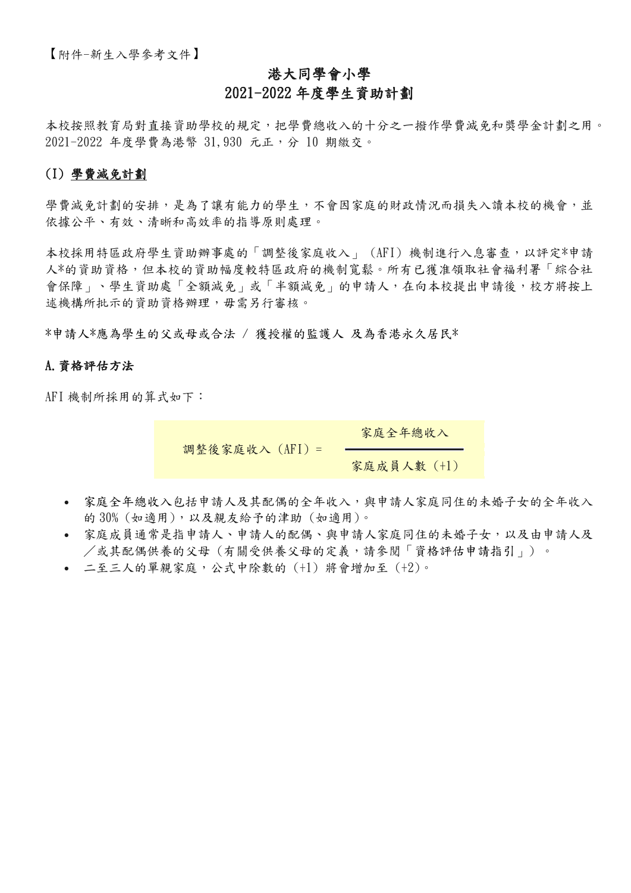【附件-新生入學參考文件】

# 港大同學會小學
# 2021-2022 年度學生資助計劃

本校按照教育局對直接資助學校的規定，把學費總收入的十分之一撥作學費減免和獎學金計劃之用。2021-2022 年度學費為港幣 31,930 元正，分 10 期繳交。

## (I) 學費減免計劃

學費減免計劃的安排，是為了讓有能力的學生，不會因家庭的財政情況而損失入讀本校的機會，並依據公平、有效、清晰和高效率的指導原則處理。

本校採用特區政府學生資助辦事處的「調整後家庭收入」(AFI) 機制進行入息審查，以評定*申請人*的資助資格，但本校的資助幅度較特區政府的機制寬鬆。所有已獲准領取社會福利署「綜合社會保障」、學生資助處「全額減免」或「半額減免」的申請人，在向本校提出申請後，校方將按上述機構所批示的資助資格辦理，毋需另行審核。

*申請人*應為學生的父或母或合法 / 獲授權的監護人 及為香港永久居民*

### A. 資格評估方法

AFI 機制所採用的算式如下：

$$\text{調整後家庭收入 (AFI)} = \frac{\text{家庭全年總收入}}{\text{家庭成員人數 (+1)}}$$

- 家庭全年總收入包括申請人及其配偶的全年收入，與申請人家庭同住的未婚子女的全年收入的 30% (如適用)，以及親友給予的津助 (如適用)。
- 家庭成員通常是指申請人、申請人的配偶、與申請人家庭同住的未婚子女，以及由申請人及／或其配偶供養的父母 (有關受供養父母的定義，請參閱「資格評估申請指引」)。
- 二至三人的單親家庭，公式中除數的 (+1) 將會增加至 (+2)。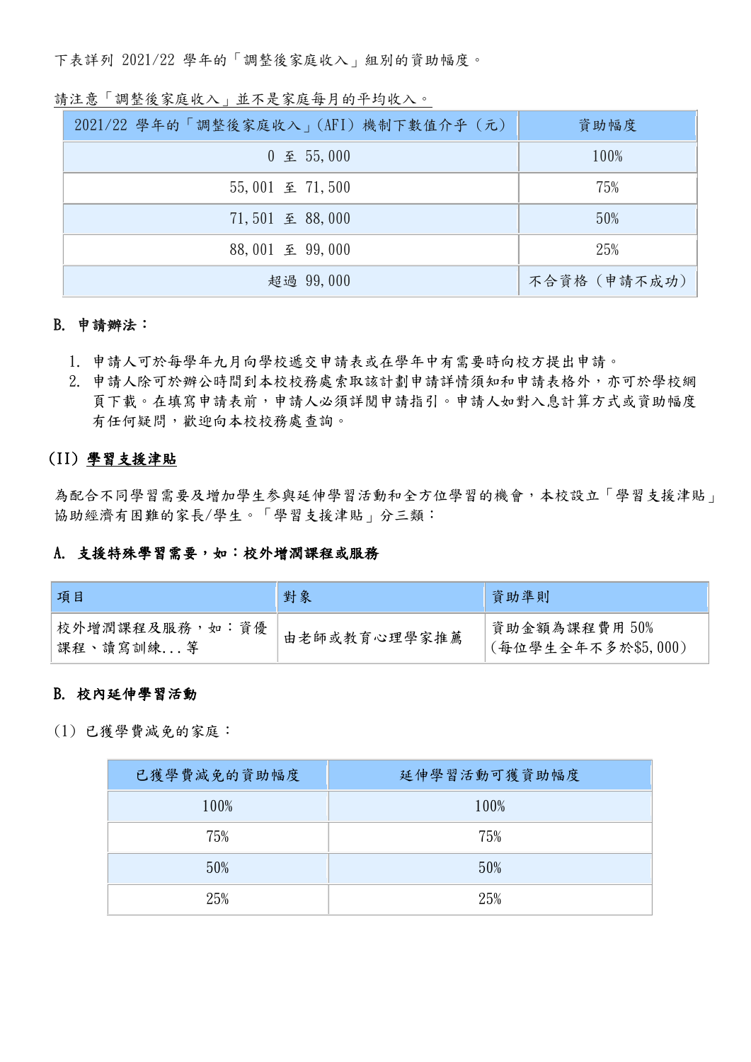下表詳列 2021/22 學年的「調整後家庭收入」組別的資助幅度。

請注意「調整後家庭收入」並不是家庭每月的平均收入。

| 2021/22 學年的「調整後家庭收入」(AFI) 機制下數值介乎 (元) | 資助幅度 |
|---|---|
| 0 至 55,000 | 100% |
| 55,001 至 71,500 | 75% |
| 71,501 至 88,000 | 50% |
| 88,001 至 99,000 | 25% |
| 超過 99,000 | 不合資格 (申請不成功) |

**B. 申請辦法：**

1. 申請人可於每學年九月向學校遞交申請表或在學年中有需要時向校方提出申請。
2. 申請人除可於辦公時間到本校校務處索取該計劃申請詳情須知和申請表格外，亦可於學校網頁下載。在填寫申請表前，申請人必須詳閱申請指引。申請人如對入息計算方式或資助幅度有任何疑問，歡迎向本校校務處查詢。

## (II) **學習支援津貼**

為配合不同學習需要及增加學生參與延伸學習活動和全方位學習的機會，本校設立「學習支援津貼」協助經濟有困難的家長/學生。「學習支援津貼」分三類：

**A. 支援特殊學習需要，如：校外增潤課程或服務**

| 項目 | 對象 | 資助準則 |
|---|---|---|
| 校外增潤課程及服務，如：資優課程、讀寫訓練...等 | 由老師或教育心理學家推薦 | 資助金額為課程費用 50%<br>(每位學生全年不多於$5,000) |

**B. 校內延伸學習活動**

(1) 已獲學費減免的家庭：

| 已獲學費減免的資助幅度 | 延伸學習活動可獲資助幅度 |
|---|---|
| 100% | 100% |
| 75% | 75% |
| 50% | 50% |
| 25% | 25% |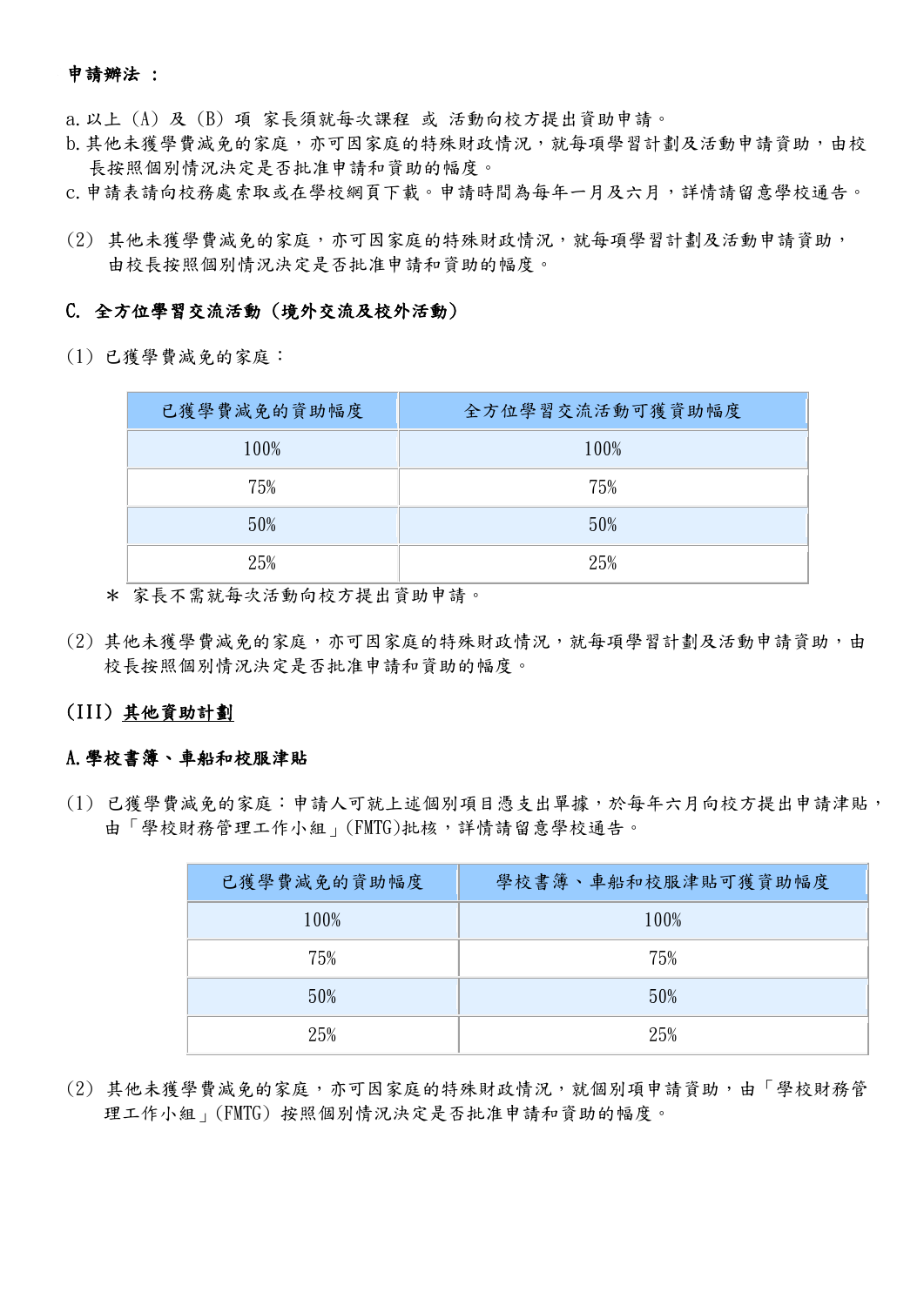**申請辦法 ：**

a. 以上 (A) 及 (B) 項 家長須就每次課程 或 活動向校方提出資助申請。
b. 其他未獲學費減免的家庭，亦可因家庭的特殊財政情況，就每項學習計劃及活動申請資助，由校長按照個別情況決定是否批准申請和資助的幅度。
c. 申請表請向校務處索取或在學校網頁下載。申請時間為每年一月及六月，詳情請留意學校通告。

(2) 其他未獲學費減免的家庭，亦可因家庭的特殊財政情況，就每項學習計劃及活動申請資助，由校長按照個別情況決定是否批准申請和資助的幅度。

**C. 全方位學習交流活動（境外交流及校外活動）**

(1) 已獲學費減免的家庭：

| 已獲學費減免的資助幅度 | 全方位學習交流活動可獲資助幅度 |
|---|---|
| 100% | 100% |
| 75% | 75% |
| 50% | 50% |
| 25% | 25% |

＊ 家長不需就每次活動向校方提出資助申請。

(2) 其他未獲學費減免的家庭，亦可因家庭的特殊財政情況，就每項學習計劃及活動申請資助，由校長按照個別情況決定是否批准申請和資助的幅度。

**(III) <u>其他資助計劃</u>**

**A. 學校書簿、車船和校服津貼**

(1) 已獲學費減免的家庭：申請人可就上述個別項目憑支出單據，於每年六月向校方提出申請津貼，由「學校財務管理工作小組」(FMTG)批核，詳情請留意學校通告。

| 已獲學費減免的資助幅度 | 學校書簿、車船和校服津貼可獲資助幅度 |
|---|---|
| 100% | 100% |
| 75% | 75% |
| 50% | 50% |
| 25% | 25% |

(2) 其他未獲學費減免的家庭，亦可因家庭的特殊財政情況，就個別項申請資助，由「學校財務管理工作小組」(FMTG) 按照個別情況決定是否批准申請和資助的幅度。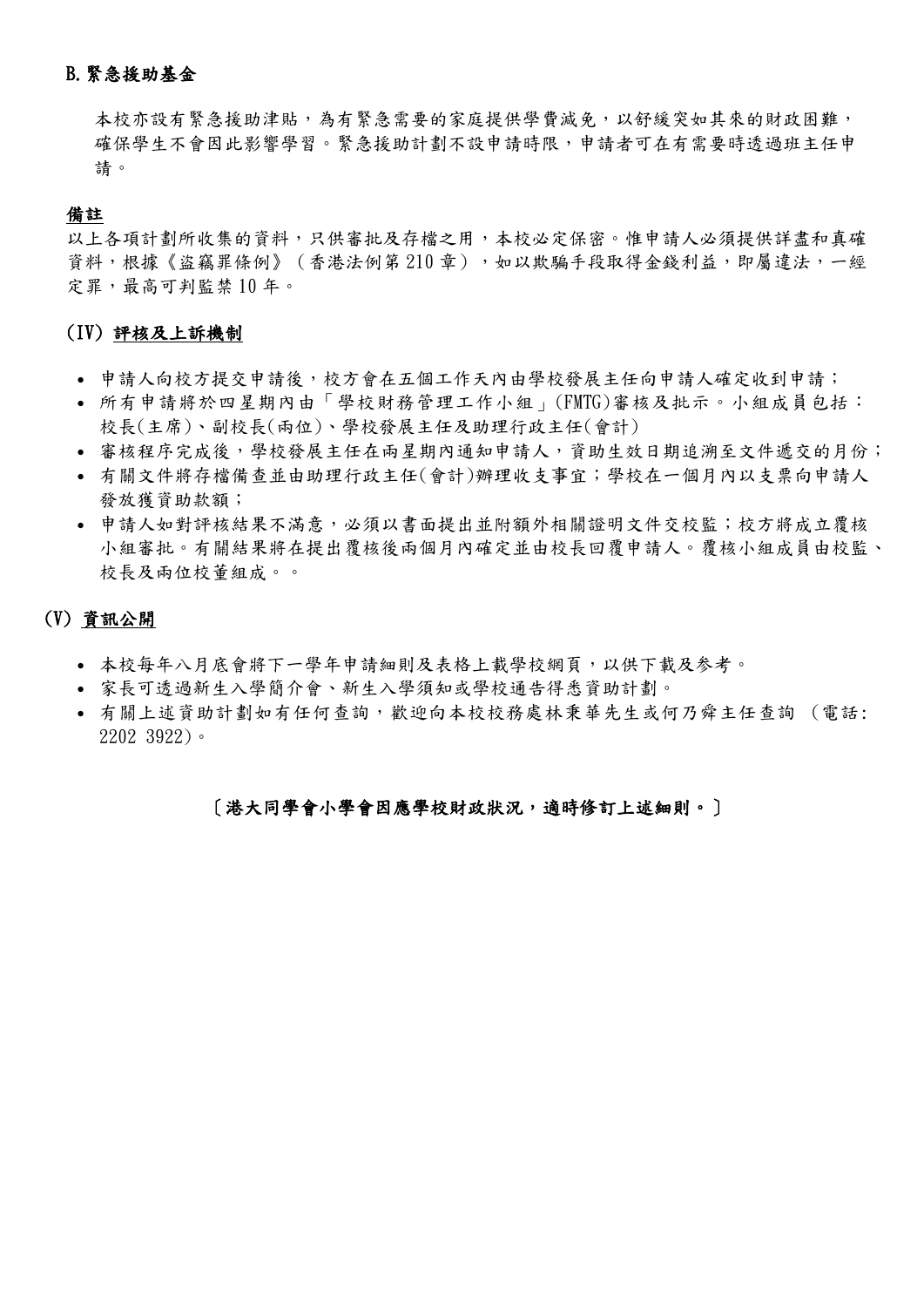### B. 緊急援助基金

本校亦設有緊急援助津貼，為有緊急需要的家庭提供學費減免，以舒緩突如其來的財政困難，確保學生不會因此影響學習。緊急援助計劃不設申請時限，申請者可在有需要時透過班主任申請。

**備註**

以上各項計劃所收集的資料，只供審批及存檔之用，本校必定保密。惟申請人必須提供詳盡和真確資料，根據《盜竊罪條例》（香港法例第 210 章），如以欺騙手段取得金錢利益，即屬違法，一經定罪，最高可判監禁 10 年。

### (IV) 評核及上訴機制

- 申請人向校方提交申請後，校方會在五個工作天內由學校發展主任向申請人確定收到申請；
- 所有申請將於四星期內由「學校財務管理工作小組」(FMTG)審核及批示。小組成員包括：校長(主席)、副校長(兩位)、學校發展主任及助理行政主任(會計)
- 審核程序完成後，學校發展主任在兩星期內通知申請人，資助生效日期追溯至文件遞交的月份；
- 有關文件將存檔備查並由助理行政主任(會計)辦理收支事宜；學校在一個月內以支票向申請人發放獲資助款額；
- 申請人如對評核結果不滿意，必須以書面提出並附額外相關證明文件交校監；校方將成立覆核小組審批。有關結果將在提出覆核後兩個月內確定並由校長回覆申請人。覆核小組成員由校監、校長及兩位校董組成。。

### (V) 資訊公開

- 本校每年八月底會將下一學年申請細則及表格上載學校網頁，以供下載及參考。
- 家長可透過新生入學簡介會、新生入學須知或學校通告得悉資助計劃。
- 有關上述資助計劃如有任何查詢，歡迎向本校校務處林秉華先生或何乃舜主任查詢 (電話: 2202 3922)。

**〔港大同學會小學會因應學校財政狀況，適時修訂上述細則。〕**